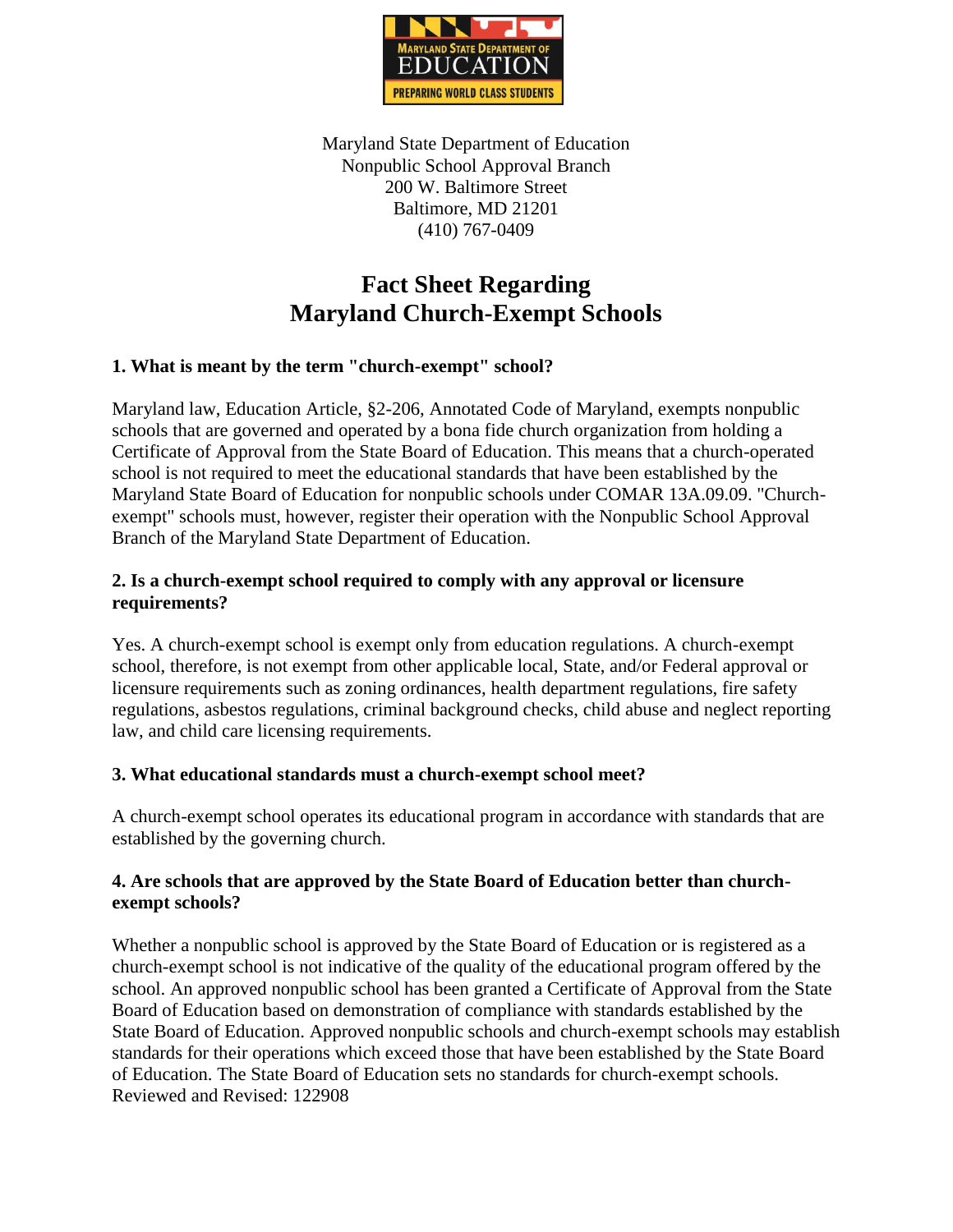Maryland State Department of Education
Nonpublic School Approval Branch
200 W. Baltimore Street
Baltimore, MD 21201
(410) 767-0409

# Fact Sheet Regarding Maryland Church-Exempt Schools

**1. What is meant by the term "church-exempt" school?**

Maryland law, Education Article, §2-206, Annotated Code of Maryland, exempts nonpublic schools that are governed and operated by a bona fide church organization from holding a Certificate of Approval from the State Board of Education. This means that a church-operated school is not required to meet the educational standards that have been established by the Maryland State Board of Education for nonpublic schools under COMAR 13A.09.09. "Church-exempt" schools must, however, register their operation with the Nonpublic School Approval Branch of the Maryland State Department of Education.

**2. Is a church-exempt school required to comply with any approval or licensure requirements?**

Yes. A church-exempt school is exempt only from education regulations. A church-exempt school, therefore, is not exempt from other applicable local, State, and/or Federal approval or licensure requirements such as zoning ordinances, health department regulations, fire safety regulations, asbestos regulations, criminal background checks, child abuse and neglect reporting law, and child care licensing requirements.

**3. What educational standards must a church-exempt school meet?**

A church-exempt school operates its educational program in accordance with standards that are established by the governing church.

**4. Are schools that are approved by the State Board of Education better than church-exempt schools?**

Whether a nonpublic school is approved by the State Board of Education or is registered as a church-exempt school is not indicative of the quality of the educational program offered by the school. An approved nonpublic school has been granted a Certificate of Approval from the State Board of Education based on demonstration of compliance with standards established by the State Board of Education. Approved nonpublic schools and church-exempt schools may establish standards for their operations which exceed those that have been established by the State Board of Education. The State Board of Education sets no standards for church-exempt schools.

Reviewed and Revised: 122908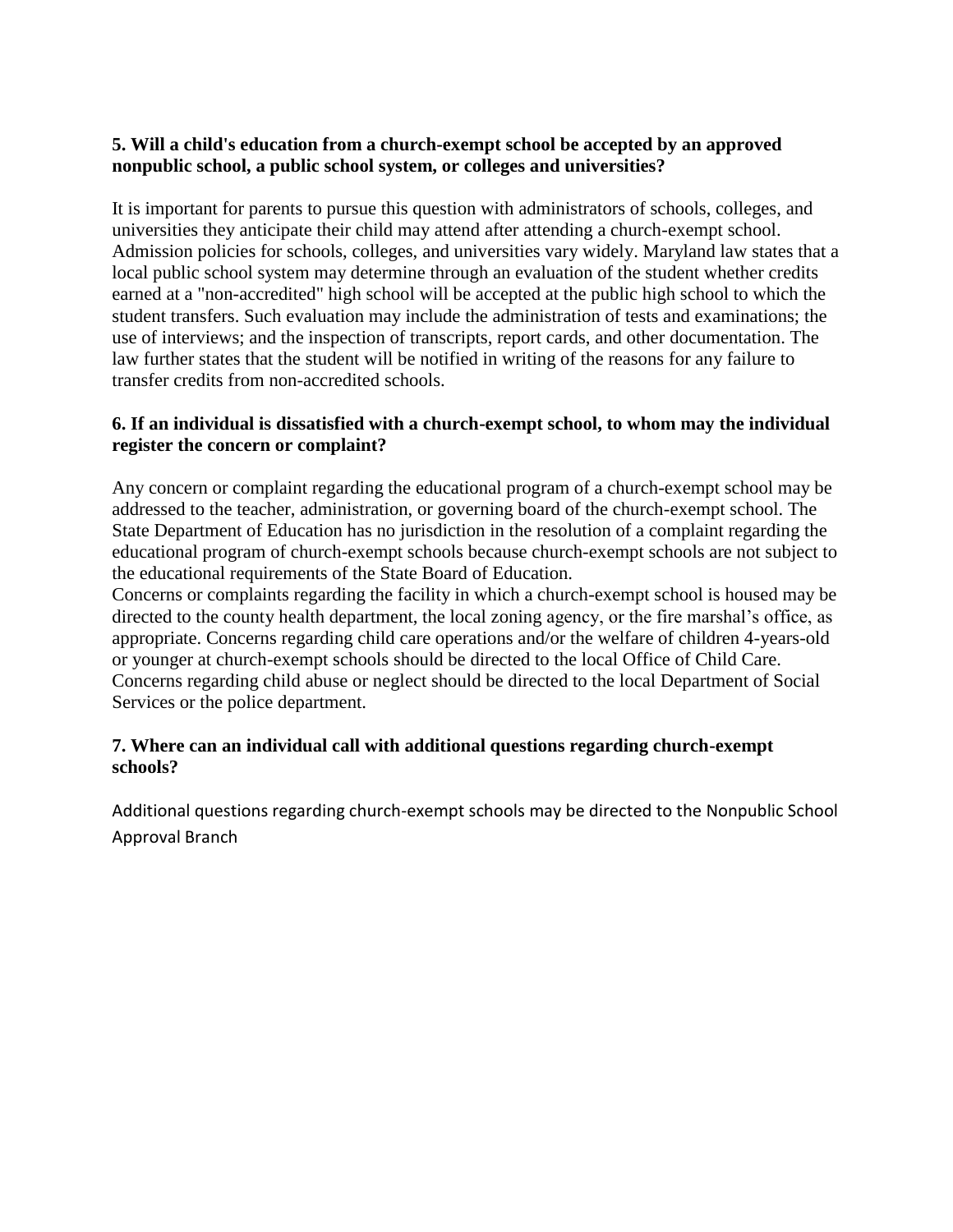**5. Will a child's education from a church-exempt school be accepted by an approved nonpublic school, a public school system, or colleges and universities?**

It is important for parents to pursue this question with administrators of schools, colleges, and universities they anticipate their child may attend after attending a church-exempt school. Admission policies for schools, colleges, and universities vary widely. Maryland law states that a local public school system may determine through an evaluation of the student whether credits earned at a "non-accredited" high school will be accepted at the public high school to which the student transfers. Such evaluation may include the administration of tests and examinations; the use of interviews; and the inspection of transcripts, report cards, and other documentation. The law further states that the student will be notified in writing of the reasons for any failure to transfer credits from non-accredited schools.

**6. If an individual is dissatisfied with a church-exempt school, to whom may the individual register the concern or complaint?**

Any concern or complaint regarding the educational program of a church-exempt school may be addressed to the teacher, administration, or governing board of the church-exempt school. The State Department of Education has no jurisdiction in the resolution of a complaint regarding the educational program of church-exempt schools because church-exempt schools are not subject to the educational requirements of the State Board of Education.

Concerns or complaints regarding the facility in which a church-exempt school is housed may be directed to the county health department, the local zoning agency, or the fire marshal's office, as appropriate. Concerns regarding child care operations and/or the welfare of children 4-years-old or younger at church-exempt schools should be directed to the local Office of Child Care. Concerns regarding child abuse or neglect should be directed to the local Department of Social Services or the police department.

**7. Where can an individual call with additional questions regarding church-exempt schools?**

Additional questions regarding church-exempt schools may be directed to the Nonpublic School Approval Branch